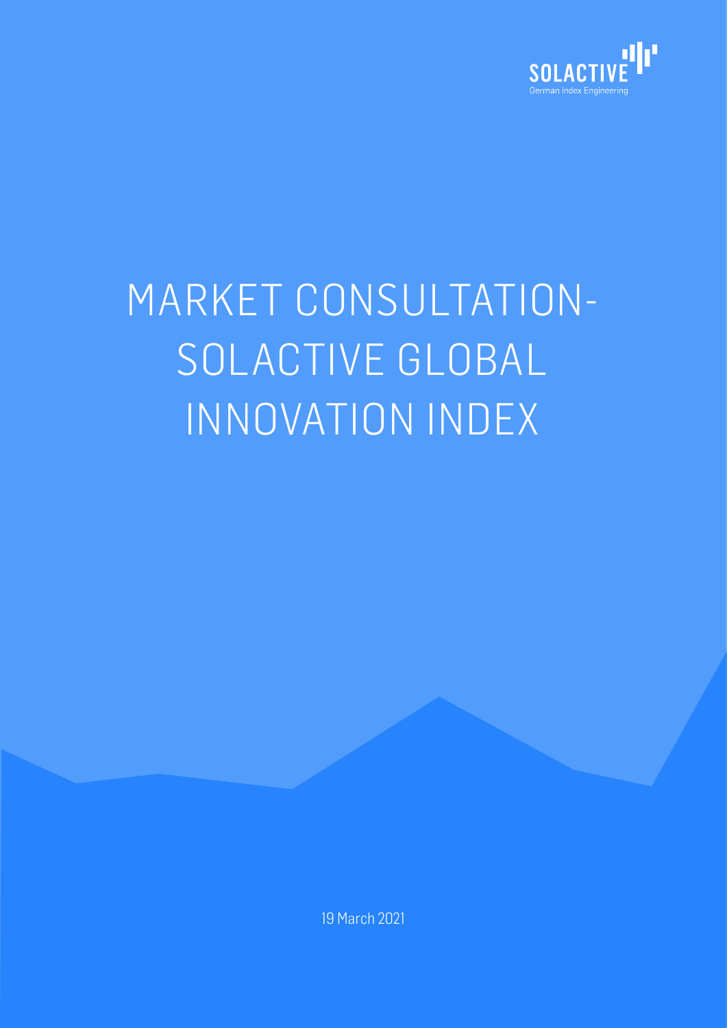# MARKET CONSULTATION- SOLACTIVE GLOBAL INNOVATION INDEX

19 March 2021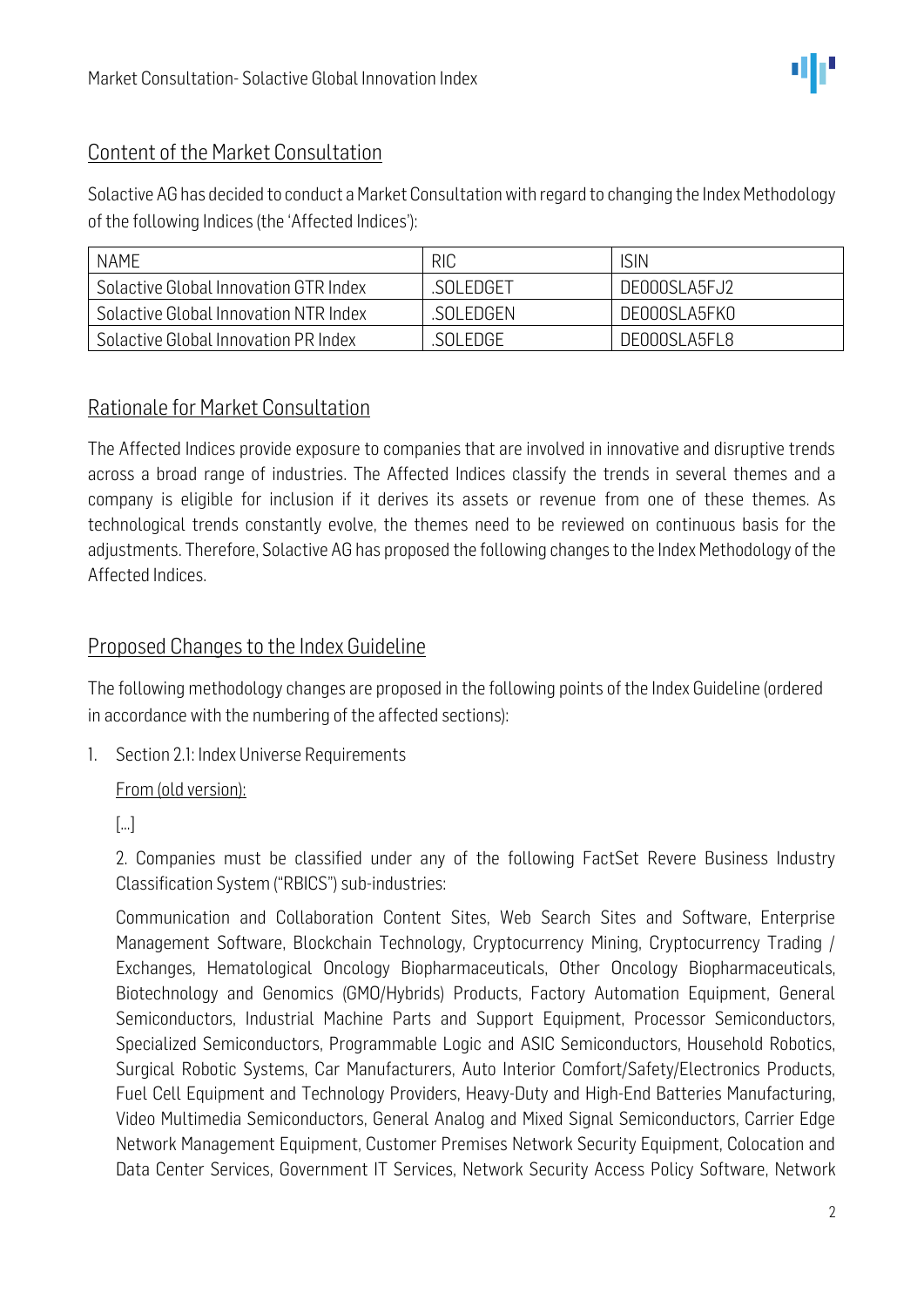## Content of the Market Consultation

Solactive AG has decided to conduct a Market Consultation with regard to changing the Index Methodology of the following Indices (the 'Affected Indices'):

| NAME | RIC | ISIN |
|---|---|---|
| Solactive Global Innovation GTR Index | .SOLEDGET | DE000SLA5FJ2 |
| Solactive Global Innovation NTR Index | .SOLEDGEN | DE000SLA5FK0 |
| Solactive Global Innovation PR Index | .SOLEDGE | DE000SLA5FL8 |

## Rationale for Market Consultation

The Affected Indices provide exposure to companies that are involved in innovative and disruptive trends across a broad range of industries. The Affected Indices classify the trends in several themes and a company is eligible for inclusion if it derives its assets or revenue from one of these themes. As technological trends constantly evolve, the themes need to be reviewed on continuous basis for the adjustments. Therefore, Solactive AG has proposed the following changes to the Index Methodology of the Affected Indices.

## Proposed Changes to the Index Guideline

The following methodology changes are proposed in the following points of the Index Guideline (ordered in accordance with the numbering of the affected sections):

1. Section 2.1: Index Universe Requirements

   From (old version):

   [...]

   2. Companies must be classified under any of the following FactSet Revere Business Industry Classification System ("RBICS") sub-industries:

   Communication and Collaboration Content Sites, Web Search Sites and Software, Enterprise Management Software, Blockchain Technology, Cryptocurrency Mining, Cryptocurrency Trading / Exchanges, Hematological Oncology Biopharmaceuticals, Other Oncology Biopharmaceuticals, Biotechnology and Genomics (GMO/Hybrids) Products, Factory Automation Equipment, General Semiconductors, Industrial Machine Parts and Support Equipment, Processor Semiconductors, Specialized Semiconductors, Programmable Logic and ASIC Semiconductors, Household Robotics, Surgical Robotic Systems, Car Manufacturers, Auto Interior Comfort/Safety/Electronics Products, Fuel Cell Equipment and Technology Providers, Heavy-Duty and High-End Batteries Manufacturing, Video Multimedia Semiconductors, General Analog and Mixed Signal Semiconductors, Carrier Edge Network Management Equipment, Customer Premises Network Security Equipment, Colocation and Data Center Services, Government IT Services, Network Security Access Policy Software, Network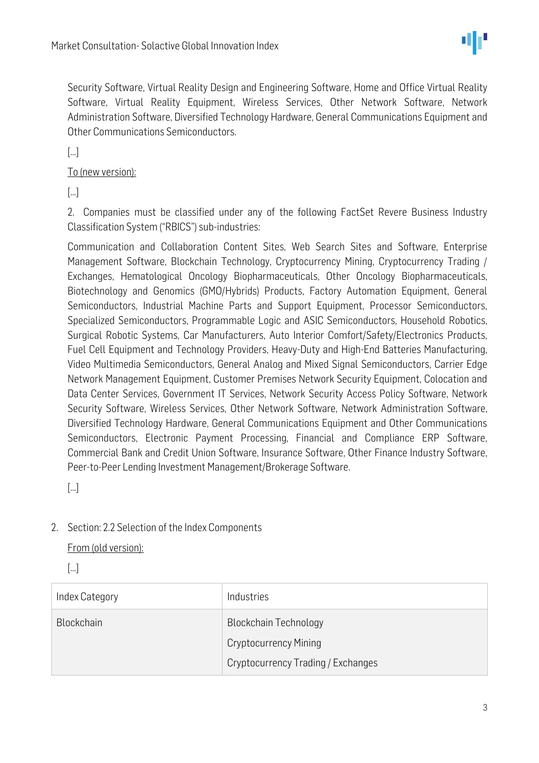Security Software, Virtual Reality Design and Engineering Software, Home and Office Virtual Reality Software, Virtual Reality Equipment, Wireless Services, Other Network Software, Network Administration Software, Diversified Technology Hardware, General Communications Equipment and Other Communications Semiconductors.

[...]

To (new version):

[...]

2. Companies must be classified under any of the following FactSet Revere Business Industry Classification System ("RBICS") sub-industries:

Communication and Collaboration Content Sites, Web Search Sites and Software, Enterprise Management Software, Blockchain Technology, Cryptocurrency Mining, Cryptocurrency Trading / Exchanges, Hematological Oncology Biopharmaceuticals, Other Oncology Biopharmaceuticals, Biotechnology and Genomics (GMO/Hybrids) Products, Factory Automation Equipment, General Semiconductors, Industrial Machine Parts and Support Equipment, Processor Semiconductors, Specialized Semiconductors, Programmable Logic and ASIC Semiconductors, Household Robotics, Surgical Robotic Systems, Car Manufacturers, Auto Interior Comfort/Safety/Electronics Products, Fuel Cell Equipment and Technology Providers, Heavy-Duty and High-End Batteries Manufacturing, Video Multimedia Semiconductors, General Analog and Mixed Signal Semiconductors, Carrier Edge Network Management Equipment, Customer Premises Network Security Equipment, Colocation and Data Center Services, Government IT Services, Network Security Access Policy Software, Network Security Software, Wireless Services, Other Network Software, Network Administration Software, Diversified Technology Hardware, General Communications Equipment and Other Communications Semiconductors, Electronic Payment Processing, Financial and Compliance ERP Software, Commercial Bank and Credit Union Software, Insurance Software, Other Finance Industry Software, Peer-to-Peer Lending Investment Management/Brokerage Software.

[...]

2. Section: 2.2 Selection of the Index Components

From (old version):

[...]

| Index Category | Industries |
|---|---|
| Blockchain | Blockchain Technology<br>Cryptocurrency Mining<br>Cryptocurrency Trading / Exchanges |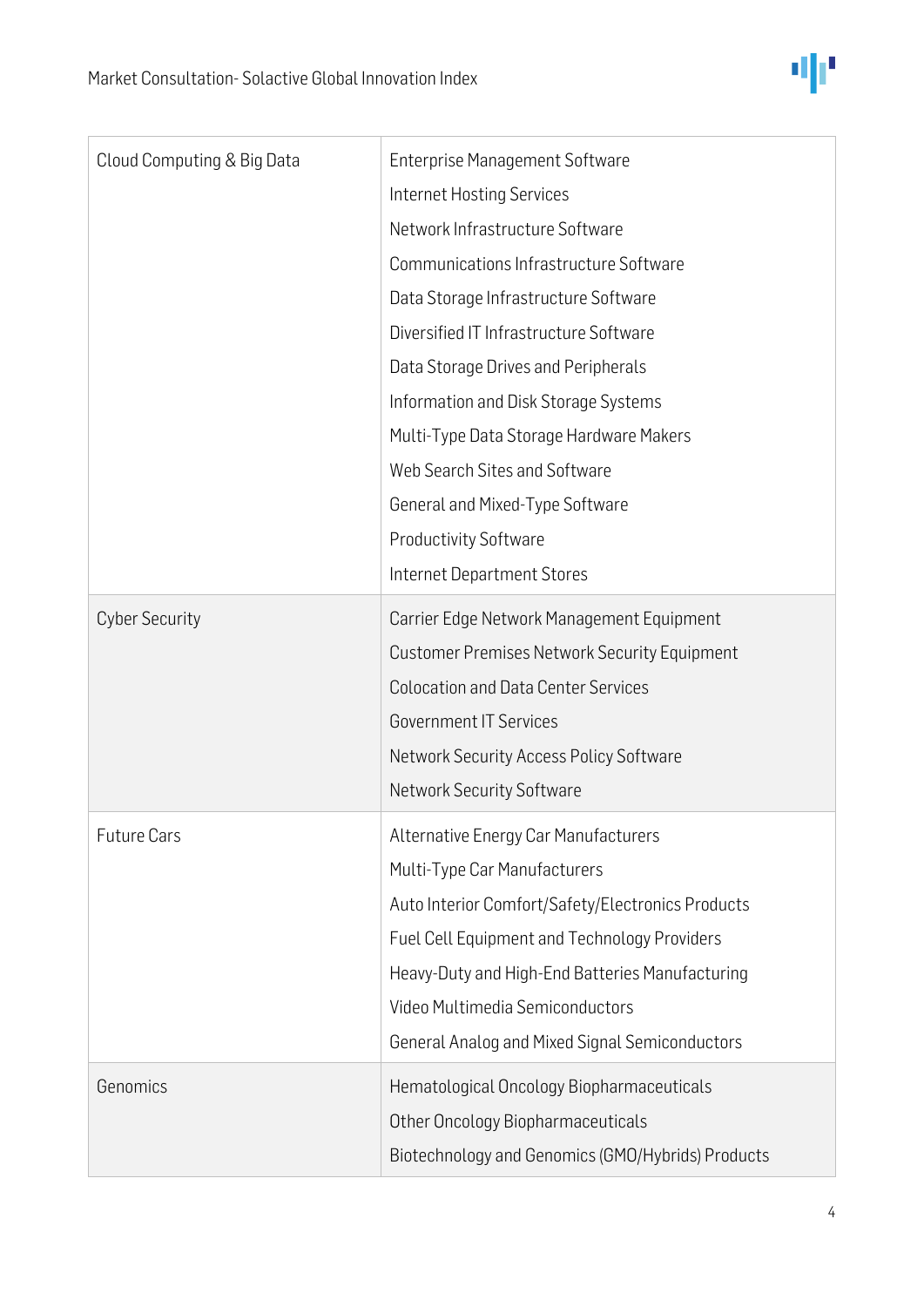| | |
|---|---|
| Cloud Computing & Big Data | Enterprise Management Software<br>Internet Hosting Services<br>Network Infrastructure Software<br>Communications Infrastructure Software<br>Data Storage Infrastructure Software<br>Diversified IT Infrastructure Software<br>Data Storage Drives and Peripherals<br>Information and Disk Storage Systems<br>Multi-Type Data Storage Hardware Makers<br>Web Search Sites and Software<br>General and Mixed-Type Software<br>Productivity Software<br>Internet Department Stores |
| Cyber Security | Carrier Edge Network Management Equipment<br>Customer Premises Network Security Equipment<br>Colocation and Data Center Services<br>Government IT Services<br>Network Security Access Policy Software<br>Network Security Software |
| Future Cars | Alternative Energy Car Manufacturers<br>Multi-Type Car Manufacturers<br>Auto Interior Comfort/Safety/Electronics Products<br>Fuel Cell Equipment and Technology Providers<br>Heavy-Duty and High-End Batteries Manufacturing<br>Video Multimedia Semiconductors<br>General Analog and Mixed Signal Semiconductors |
| Genomics | Hematological Oncology Biopharmaceuticals<br>Other Oncology Biopharmaceuticals<br>Biotechnology and Genomics (GMO/Hybrids) Products |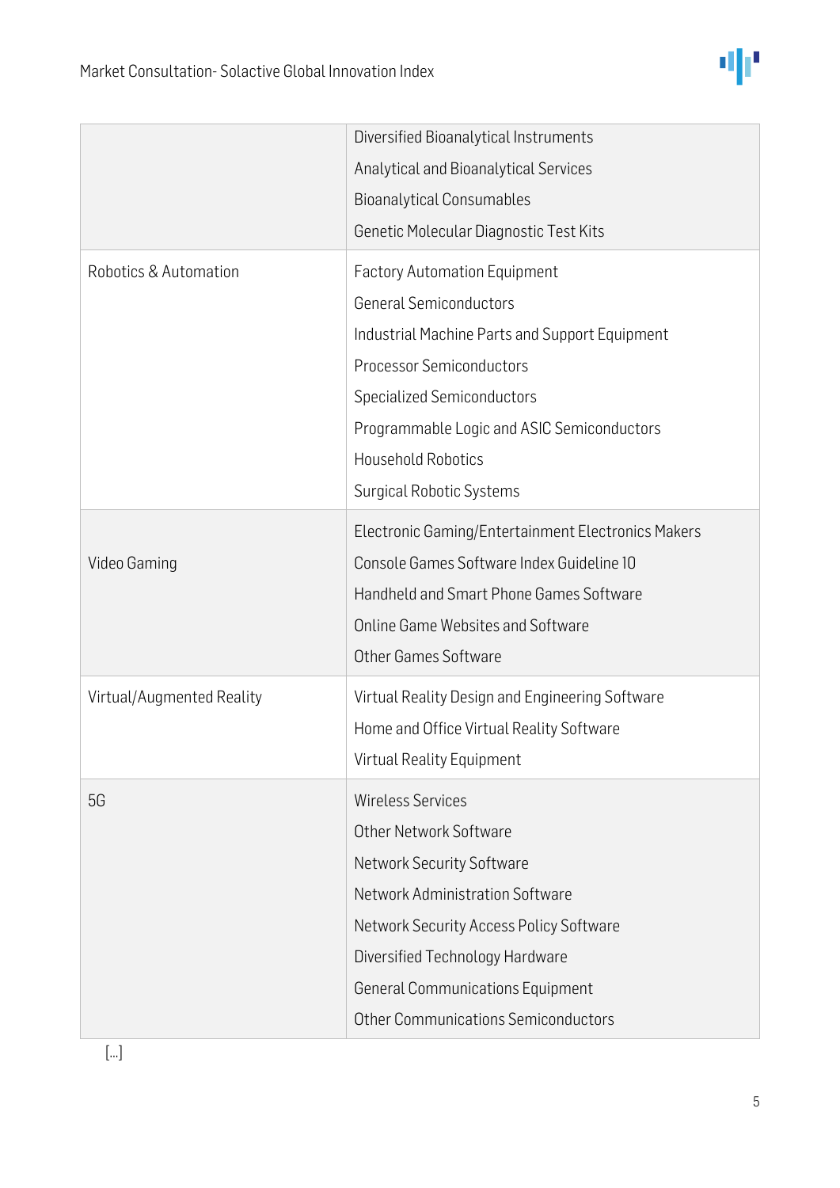| | |
|---|---|
| | Diversified Bioanalytical Instruments<br>Analytical and Bioanalytical Services<br>Bioanalytical Consumables<br>Genetic Molecular Diagnostic Test Kits |
| Robotics & Automation | Factory Automation Equipment<br>General Semiconductors<br>Industrial Machine Parts and Support Equipment<br>Processor Semiconductors<br>Specialized Semiconductors<br>Programmable Logic and ASIC Semiconductors<br>Household Robotics<br>Surgical Robotic Systems |
| Video Gaming | Electronic Gaming/Entertainment Electronics Makers<br>Console Games Software Index Guideline 10<br>Handheld and Smart Phone Games Software<br>Online Game Websites and Software<br>Other Games Software |
| Virtual/Augmented Reality | Virtual Reality Design and Engineering Software<br>Home and Office Virtual Reality Software<br>Virtual Reality Equipment |
| 5G | Wireless Services<br>Other Network Software<br>Network Security Software<br>Network Administration Software<br>Network Security Access Policy Software<br>Diversified Technology Hardware<br>General Communications Equipment<br>Other Communications Semiconductors |

[…]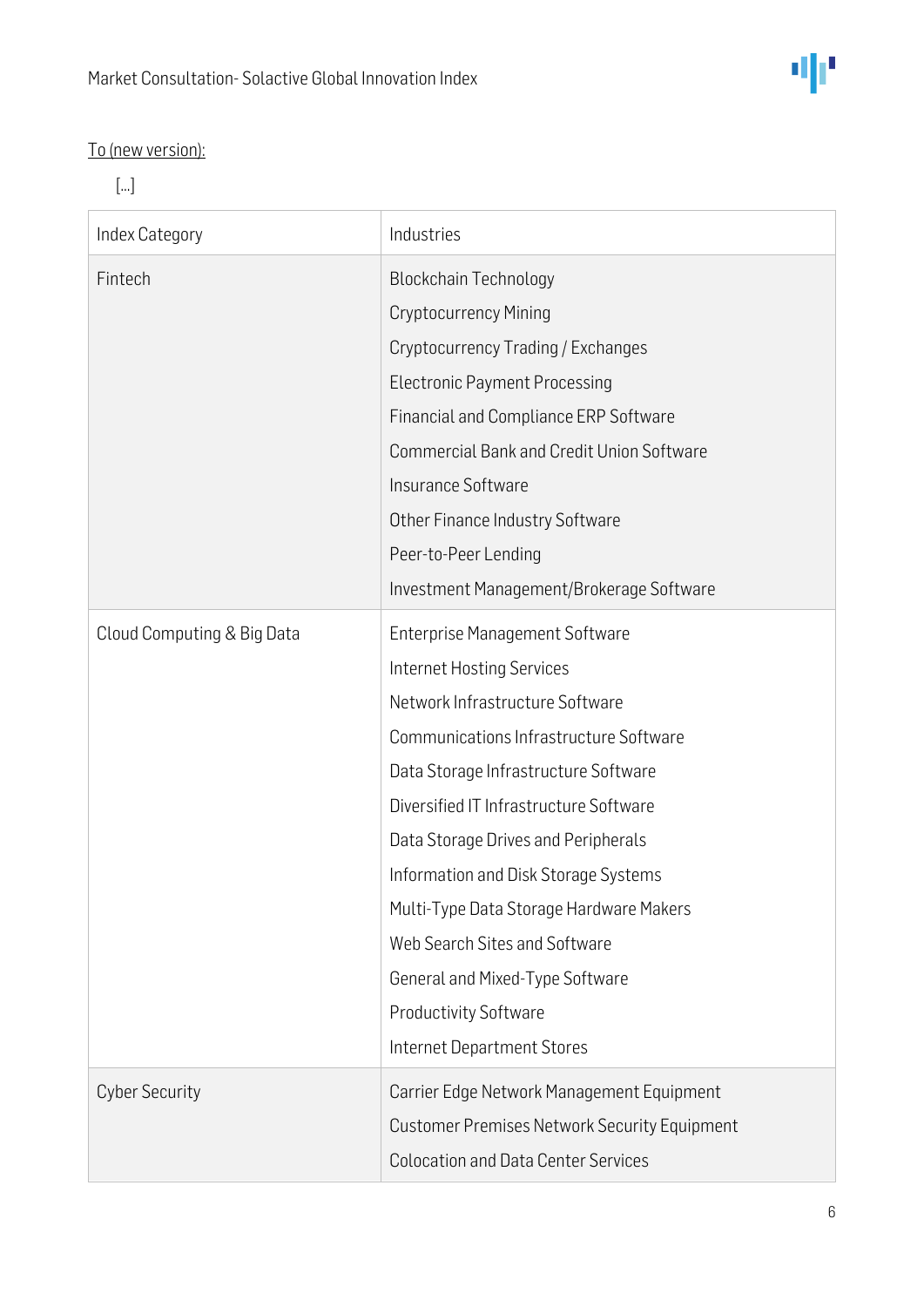To (new version):

[...]

| Index Category | Industries |
| --- | --- |
| Fintech | Blockchain Technology<br>Cryptocurrency Mining<br>Cryptocurrency Trading / Exchanges<br>Electronic Payment Processing<br>Financial and Compliance ERP Software<br>Commercial Bank and Credit Union Software<br>Insurance Software<br>Other Finance Industry Software<br>Peer-to-Peer Lending<br>Investment Management/Brokerage Software |
| Cloud Computing & Big Data | Enterprise Management Software<br>Internet Hosting Services<br>Network Infrastructure Software<br>Communications Infrastructure Software<br>Data Storage Infrastructure Software<br>Diversified IT Infrastructure Software<br>Data Storage Drives and Peripherals<br>Information and Disk Storage Systems<br>Multi-Type Data Storage Hardware Makers<br>Web Search Sites and Software<br>General and Mixed-Type Software<br>Productivity Software<br>Internet Department Stores |
| Cyber Security | Carrier Edge Network Management Equipment<br>Customer Premises Network Security Equipment<br>Colocation and Data Center Services |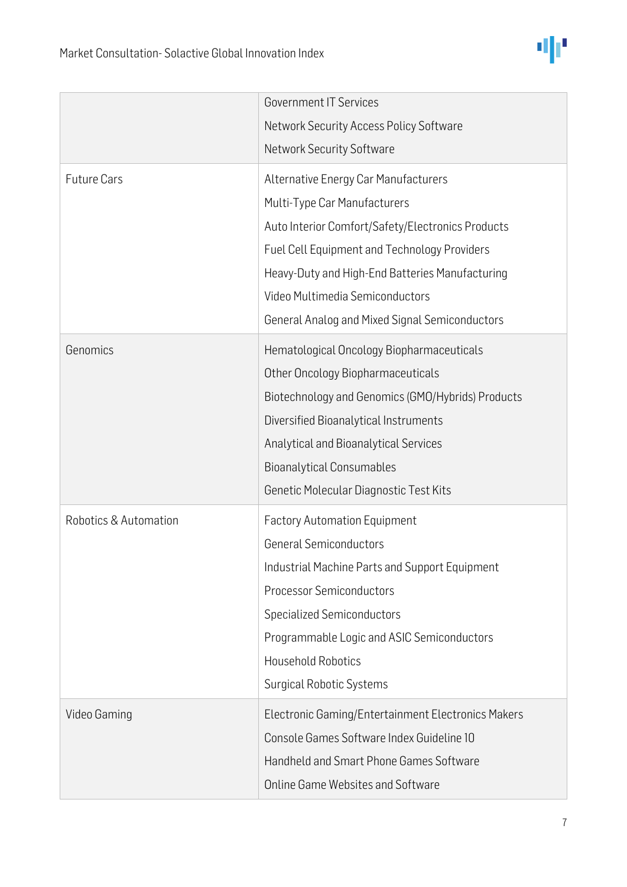| | |
|---|---|
| | Government IT Services<br>Network Security Access Policy Software<br>Network Security Software |
| Future Cars | Alternative Energy Car Manufacturers<br>Multi-Type Car Manufacturers<br>Auto Interior Comfort/Safety/Electronics Products<br>Fuel Cell Equipment and Technology Providers<br>Heavy-Duty and High-End Batteries Manufacturing<br>Video Multimedia Semiconductors<br>General Analog and Mixed Signal Semiconductors |
| Genomics | Hematological Oncology Biopharmaceuticals<br>Other Oncology Biopharmaceuticals<br>Biotechnology and Genomics (GMO/Hybrids) Products<br>Diversified Bioanalytical Instruments<br>Analytical and Bioanalytical Services<br>Bioanalytical Consumables<br>Genetic Molecular Diagnostic Test Kits |
| Robotics & Automation | Factory Automation Equipment<br>General Semiconductors<br>Industrial Machine Parts and Support Equipment<br>Processor Semiconductors<br>Specialized Semiconductors<br>Programmable Logic and ASIC Semiconductors<br>Household Robotics<br>Surgical Robotic Systems |
| Video Gaming | Electronic Gaming/Entertainment Electronics Makers<br>Console Games Software Index Guideline 10<br>Handheld and Smart Phone Games Software<br>Online Game Websites and Software |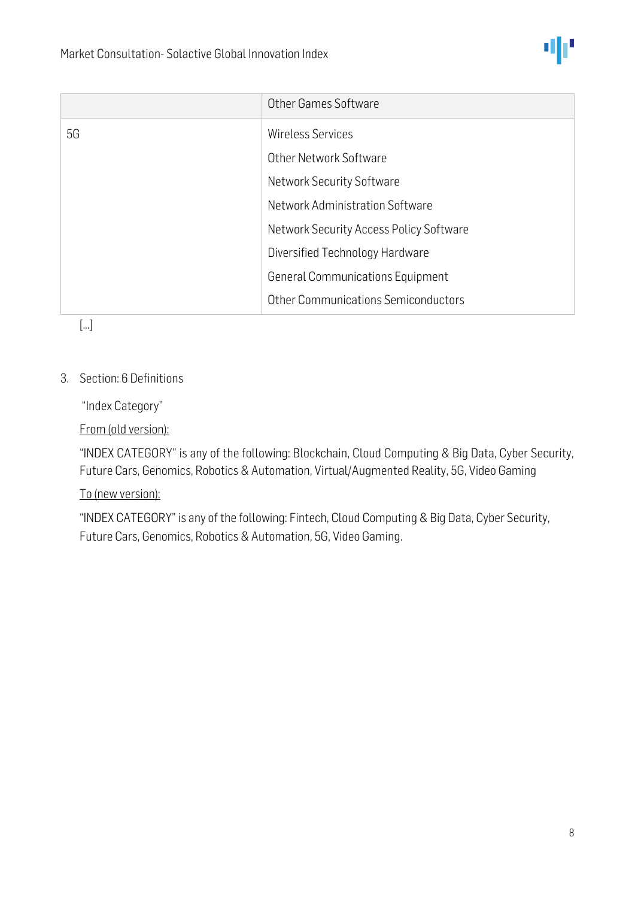| | |
|---|---|
| | Other Games Software |
| 5G | Wireless Services<br>Other Network Software<br>Network Security Software<br>Network Administration Software<br>Network Security Access Policy Software<br>Diversified Technology Hardware<br>General Communications Equipment<br>Other Communications Semiconductors |

[...]

3. Section: 6 Definitions

"Index Category"

<u>From (old version):</u>

"INDEX CATEGORY" is any of the following: Blockchain, Cloud Computing & Big Data, Cyber Security, Future Cars, Genomics, Robotics & Automation, Virtual/Augmented Reality, 5G, Video Gaming

<u>To (new version):</u>

"INDEX CATEGORY" is any of the following: Fintech, Cloud Computing & Big Data, Cyber Security, Future Cars, Genomics, Robotics & Automation, 5G, Video Gaming.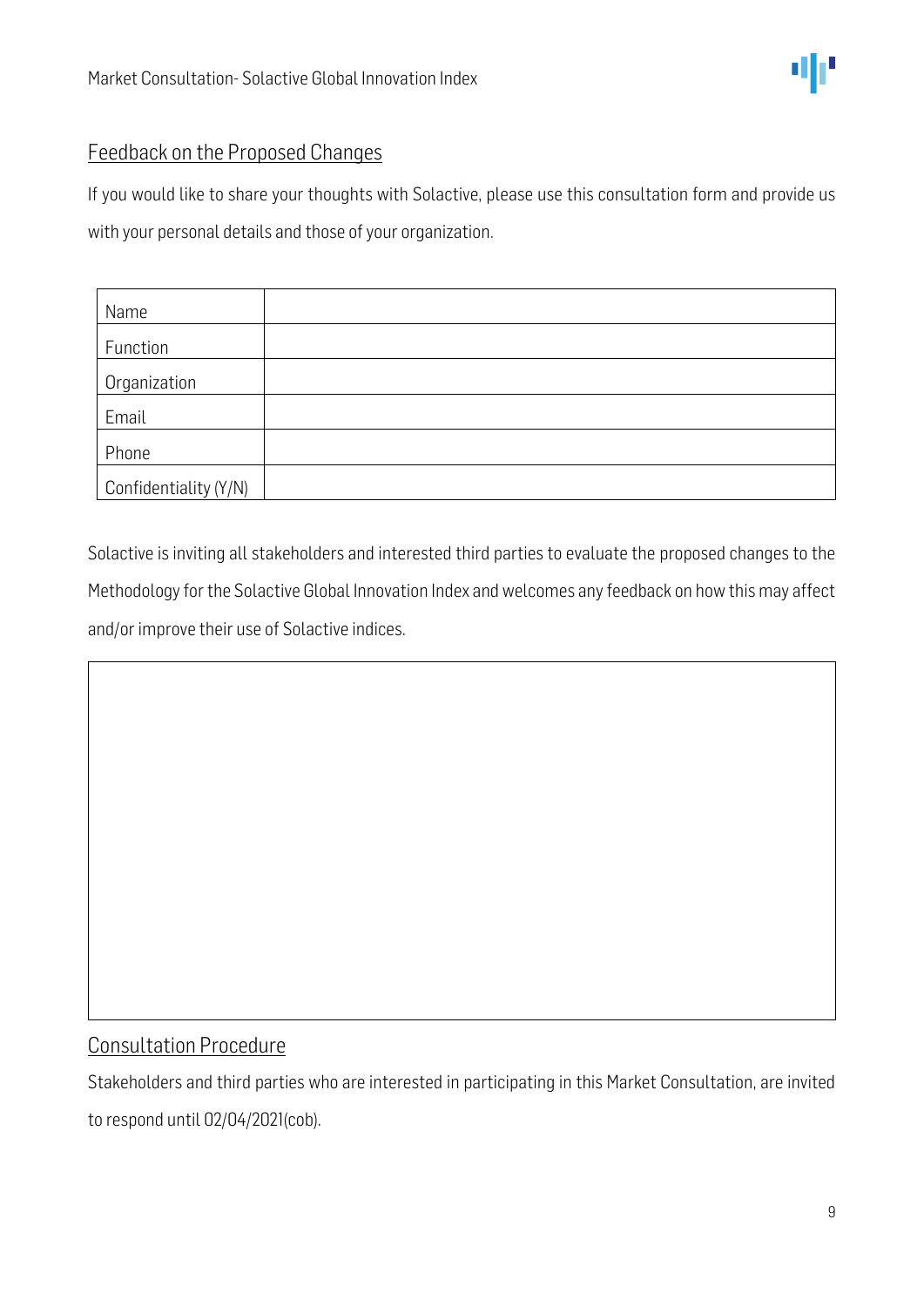## Feedback on the Proposed Changes

If you would like to share your thoughts with Solactive, please use this consultation form and provide us with your personal details and those of your organization.

| Name | |
|---|---|
| Function | |
| Organization | |
| Email | |
| Phone | |
| Confidentiality (Y/N) | |

Solactive is inviting all stakeholders and interested third parties to evaluate the proposed changes to the Methodology for the Solactive Global Innovation Index and welcomes any feedback on how this may affect and/or improve their use of Solactive indices.

| |
|---|
| |

## Consultation Procedure

Stakeholders and third parties who are interested in participating in this Market Consultation, are invited to respond until 02/04/2021(cob).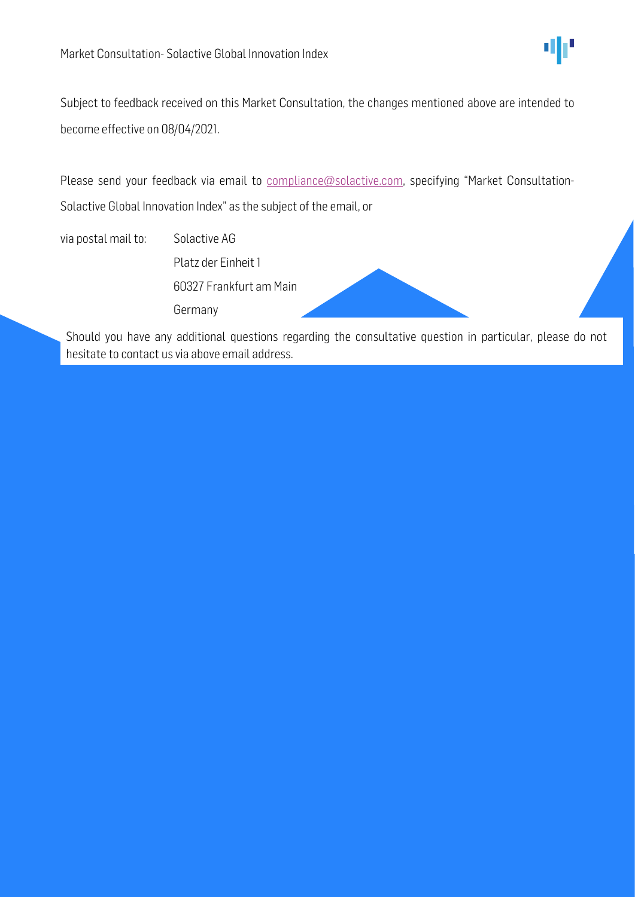Subject to feedback received on this Market Consultation, the changes mentioned above are intended to become effective on 08/04/2021.

Please send your feedback via email to compliance@solactive.com, specifying "Market Consultation- Solactive Global Innovation Index" as the subject of the email, or

via postal mail to: Solactive AG
Platz der Einheit 1
60327 Frankfurt am Main
Germany

Should you have any additional questions regarding the consultative question in particular, please do not hesitate to contact us via above email address.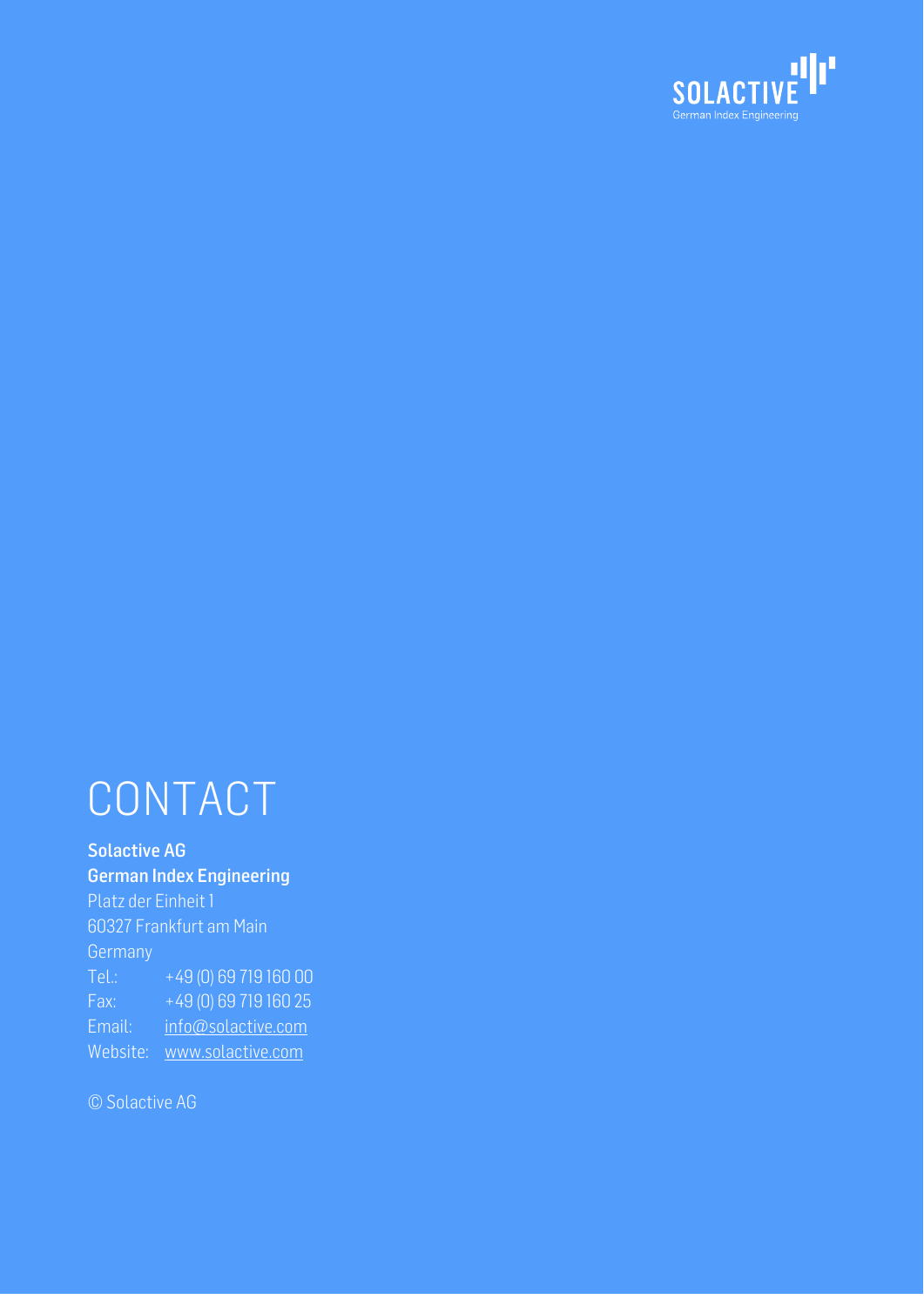# CONTACT

**Solactive AG**
**German Index Engineering**
Platz der Einheit 1
60327 Frankfurt am Main
Germany

| | |
|---|---|
| Tel.: | +49 (0) 69 719 160 00 |
| Fax: | +49 (0) 69 719 160 25 |
| Email: | info@solactive.com |
| Website: | www.solactive.com |

© Solactive AG